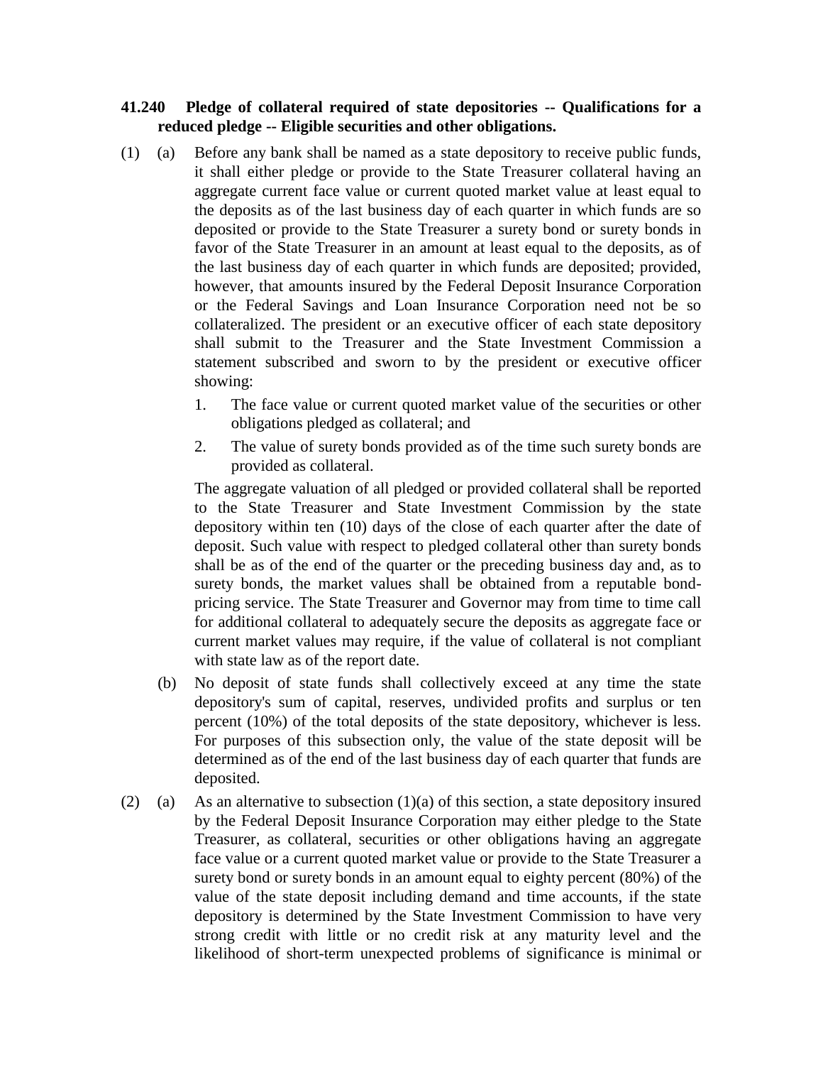**41.240 Pledge of collateral required of state depositories -- Qualifications for a reduced pledge -- Eligible securities and other obligations.**

(1) (a) Before any bank shall be named as a state depository to receive public funds, it shall either pledge or provide to the State Treasurer collateral having an aggregate current face value or current quoted market value at least equal to the deposits as of the last business day of each quarter in which funds are so deposited or provide to the State Treasurer a surety bond or surety bonds in favor of the State Treasurer in an amount at least equal to the deposits, as of the last business day of each quarter in which funds are deposited; provided, however, that amounts insured by the Federal Deposit Insurance Corporation or the Federal Savings and Loan Insurance Corporation need not be so collateralized. The president or an executive officer of each state depository shall submit to the Treasurer and the State Investment Commission a statement subscribed and sworn to by the president or executive officer showing:

1. The face value or current quoted market value of the securities or other obligations pledged as collateral; and
2. The value of surety bonds provided as of the time such surety bonds are provided as collateral.

The aggregate valuation of all pledged or provided collateral shall be reported to the State Treasurer and State Investment Commission by the state depository within ten (10) days of the close of each quarter after the date of deposit. Such value with respect to pledged collateral other than surety bonds shall be as of the end of the quarter or the preceding business day and, as to surety bonds, the market values shall be obtained from a reputable bond-pricing service. The State Treasurer and Governor may from time to time call for additional collateral to adequately secure the deposits as aggregate face or current market values may require, if the value of collateral is not compliant with state law as of the report date.

(b) No deposit of state funds shall collectively exceed at any time the state depository's sum of capital, reserves, undivided profits and surplus or ten percent (10%) of the total deposits of the state depository, whichever is less. For purposes of this subsection only, the value of the state deposit will be determined as of the end of the last business day of each quarter that funds are deposited.

(2) (a) As an alternative to subsection (1)(a) of this section, a state depository insured by the Federal Deposit Insurance Corporation may either pledge to the State Treasurer, as collateral, securities or other obligations having an aggregate face value or a current quoted market value or provide to the State Treasurer a surety bond or surety bonds in an amount equal to eighty percent (80%) of the value of the state deposit including demand and time accounts, if the state depository is determined by the State Investment Commission to have very strong credit with little or no credit risk at any maturity level and the likelihood of short-term unexpected problems of significance is minimal or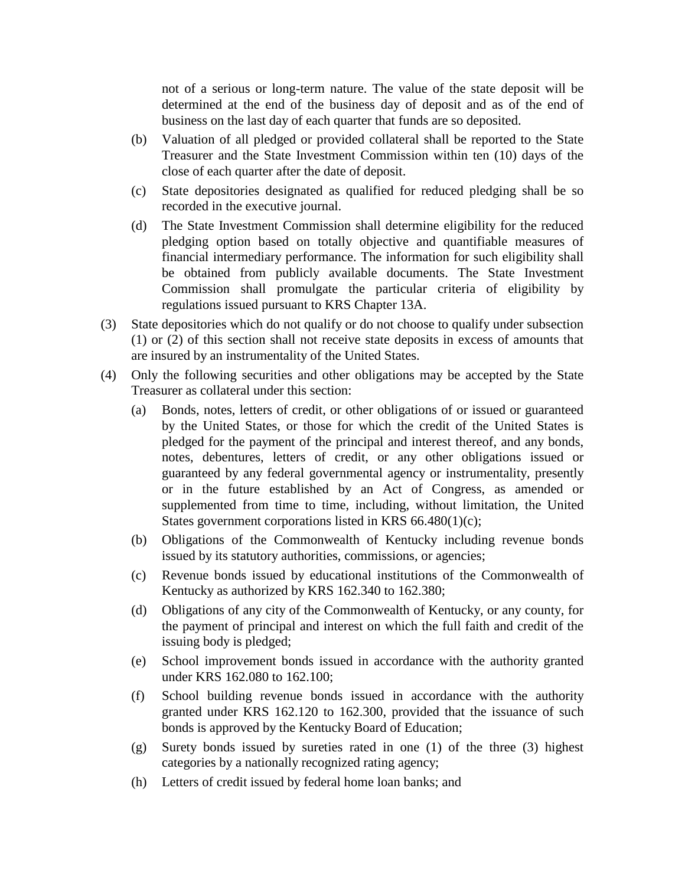not of a serious or long-term nature. The value of the state deposit will be determined at the end of the business day of deposit and as of the end of business on the last day of each quarter that funds are so deposited.

(b) Valuation of all pledged or provided collateral shall be reported to the State Treasurer and the State Investment Commission within ten (10) days of the close of each quarter after the date of deposit.

(c) State depositories designated as qualified for reduced pledging shall be so recorded in the executive journal.

(d) The State Investment Commission shall determine eligibility for the reduced pledging option based on totally objective and quantifiable measures of financial intermediary performance. The information for such eligibility shall be obtained from publicly available documents. The State Investment Commission shall promulgate the particular criteria of eligibility by regulations issued pursuant to KRS Chapter 13A.

(3) State depositories which do not qualify or do not choose to qualify under subsection (1) or (2) of this section shall not receive state deposits in excess of amounts that are insured by an instrumentality of the United States.

(4) Only the following securities and other obligations may be accepted by the State Treasurer as collateral under this section:

(a) Bonds, notes, letters of credit, or other obligations of or issued or guaranteed by the United States, or those for which the credit of the United States is pledged for the payment of the principal and interest thereof, and any bonds, notes, debentures, letters of credit, or any other obligations issued or guaranteed by any federal governmental agency or instrumentality, presently or in the future established by an Act of Congress, as amended or supplemented from time to time, including, without limitation, the United States government corporations listed in KRS 66.480(1)(c);

(b) Obligations of the Commonwealth of Kentucky including revenue bonds issued by its statutory authorities, commissions, or agencies;

(c) Revenue bonds issued by educational institutions of the Commonwealth of Kentucky as authorized by KRS 162.340 to 162.380;

(d) Obligations of any city of the Commonwealth of Kentucky, or any county, for the payment of principal and interest on which the full faith and credit of the issuing body is pledged;

(e) School improvement bonds issued in accordance with the authority granted under KRS 162.080 to 162.100;

(f) School building revenue bonds issued in accordance with the authority granted under KRS 162.120 to 162.300, provided that the issuance of such bonds is approved by the Kentucky Board of Education;

(g) Surety bonds issued by sureties rated in one (1) of the three (3) highest categories by a nationally recognized rating agency;

(h) Letters of credit issued by federal home loan banks; and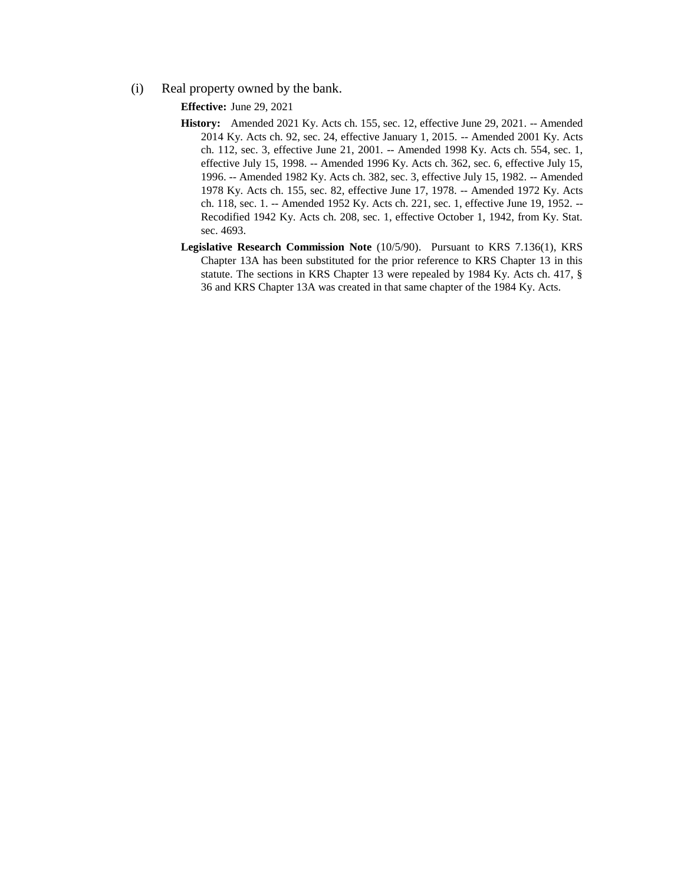(i) Real property owned by the bank.

**Effective:** June 29, 2021

**History:** Amended 2021 Ky. Acts ch. 155, sec. 12, effective June 29, 2021. -- Amended 2014 Ky. Acts ch. 92, sec. 24, effective January 1, 2015. -- Amended 2001 Ky. Acts ch. 112, sec. 3, effective June 21, 2001. -- Amended 1998 Ky. Acts ch. 554, sec. 1, effective July 15, 1998. -- Amended 1996 Ky. Acts ch. 362, sec. 6, effective July 15, 1996. -- Amended 1982 Ky. Acts ch. 382, sec. 3, effective July 15, 1982. -- Amended 1978 Ky. Acts ch. 155, sec. 82, effective June 17, 1978. -- Amended 1972 Ky. Acts ch. 118, sec. 1. -- Amended 1952 Ky. Acts ch. 221, sec. 1, effective June 19, 1952. -- Recodified 1942 Ky. Acts ch. 208, sec. 1, effective October 1, 1942, from Ky. Stat. sec. 4693.

**Legislative Research Commission Note** (10/5/90). Pursuant to KRS 7.136(1), KRS Chapter 13A has been substituted for the prior reference to KRS Chapter 13 in this statute. The sections in KRS Chapter 13 were repealed by 1984 Ky. Acts ch. 417, § 36 and KRS Chapter 13A was created in that same chapter of the 1984 Ky. Acts.